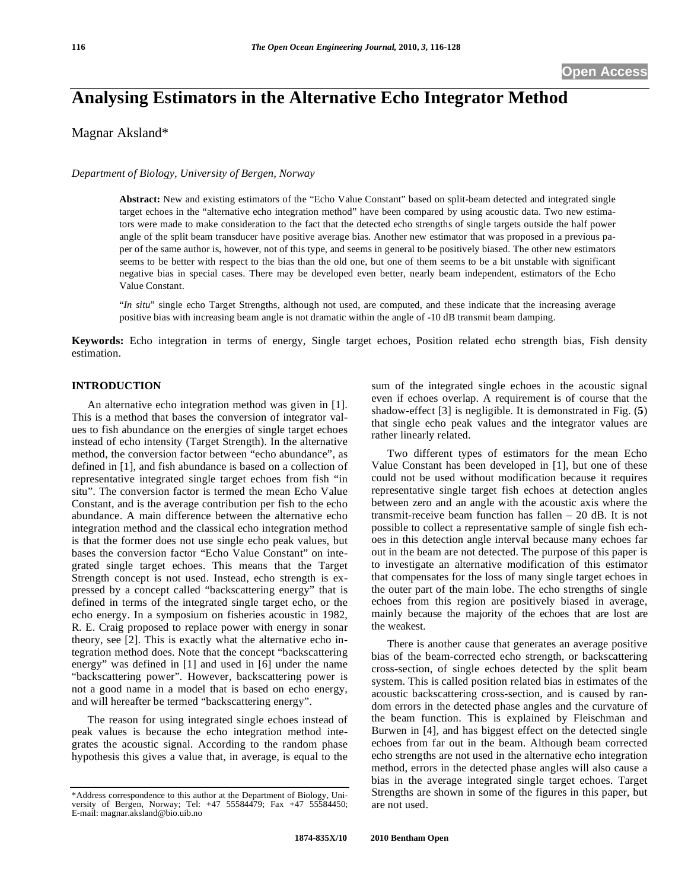# Analysing Estimators in the Alternative Echo Integrator Method

Magnar Aksland*

*Department of Biology, University of Bergen, Norway*

**Abstract:** New and existing estimators of the "Echo Value Constant" based on split-beam detected and integrated single target echoes in the "alternative echo integration method" have been compared by using acoustic data. Two new estimators were made to make consideration to the fact that the detected echo strengths of single targets outside the half power angle of the split beam transducer have positive average bias. Another new estimator that was proposed in a previous paper of the same author is, however, not of this type, and seems in general to be positively biased. The other new estimators seems to be better with respect to the bias than the old one, but one of them seems to be a bit unstable with significant negative bias in special cases. There may be developed even better, nearly beam independent, estimators of the Echo Value Constant.

"*In situ*" single echo Target Strengths, although not used, are computed, and these indicate that the increasing average positive bias with increasing beam angle is not dramatic within the angle of -10 dB transmit beam damping.

**Keywords:** Echo integration in terms of energy, Single target echoes, Position related echo strength bias, Fish density estimation.

## INTRODUCTION

An alternative echo integration method was given in [1]. This is a method that bases the conversion of integrator values to fish abundance on the energies of single target echoes instead of echo intensity (Target Strength). In the alternative method, the conversion factor between "echo abundance", as defined in [1], and fish abundance is based on a collection of representative integrated single target echoes from fish "in situ". The conversion factor is termed the mean Echo Value Constant, and is the average contribution per fish to the echo abundance. A main difference between the alternative echo integration method and the classical echo integration method is that the former does not use single echo peak values, but bases the conversion factor "Echo Value Constant" on integrated single target echoes. This means that the Target Strength concept is not used. Instead, echo strength is expressed by a concept called "backscattering energy" that is defined in terms of the integrated single target echo, or the echo energy. In a symposium on fisheries acoustic in 1982, R. E. Craig proposed to replace power with energy in sonar theory, see [2]. This is exactly what the alternative echo integration method does. Note that the concept "backscattering energy" was defined in [1] and used in [6] under the name "backscattering power". However, backscattering power is not a good name in a model that is based on echo energy, and will hereafter be termed "backscattering energy".

The reason for using integrated single echoes instead of peak values is because the echo integration method integrates the acoustic signal. According to the random phase hypothesis this gives a value that, in average, is equal to the sum of the integrated single echoes in the acoustic signal even if echoes overlap. A requirement is of course that the shadow-effect [3] is negligible. It is demonstrated in Fig. (**5**) that single echo peak values and the integrator values are rather linearly related.

Two different types of estimators for the mean Echo Value Constant has been developed in [1], but one of these could not be used without modification because it requires representative single target fish echoes at detection angles between zero and an angle with the acoustic axis where the transmit-receive beam function has fallen – 20 dB. It is not possible to collect a representative sample of single fish echoes in this detection angle interval because many echoes far out in the beam are not detected. The purpose of this paper is to investigate an alternative modification of this estimator that compensates for the loss of many single target echoes in the outer part of the main lobe. The echo strengths of single echoes from this region are positively biased in average, mainly because the majority of the echoes that are lost are the weakest.

There is another cause that generates an average positive bias of the beam-corrected echo strength, or backscattering cross-section, of single echoes detected by the split beam system. This is called position related bias in estimates of the acoustic backscattering cross-section, and is caused by random errors in the detected phase angles and the curvature of the beam function. This is explained by Fleischman and Burwen in [4], and has biggest effect on the detected single echoes from far out in the beam. Although beam corrected echo strengths are not used in the alternative echo integration method, errors in the detected phase angles will also cause a bias in the average integrated single target echoes. Target Strengths are shown in some of the figures in this paper, but are not used.

*Address correspondence to this author at the Department of Biology, University of Bergen, Norway; Tel: +47 55584479; Fax +47 55584450; E-mail: magnar.aksland@bio.uib.no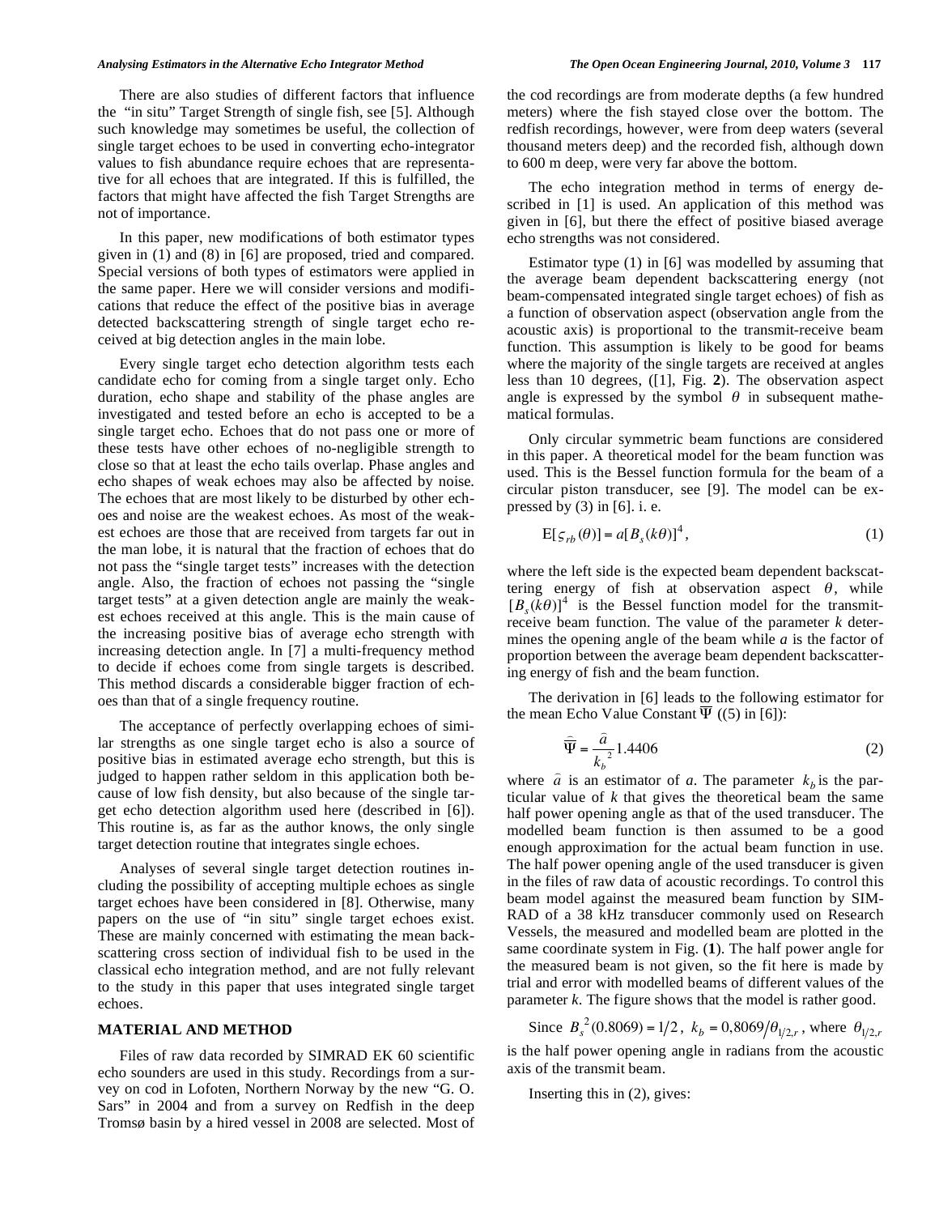There are also studies of different factors that influence the "in situ" Target Strength of single fish, see [5]. Although such knowledge may sometimes be useful, the collection of single target echoes to be used in converting echo-integrator values to fish abundance require echoes that are representative for all echoes that are integrated. If this is fulfilled, the factors that might have affected the fish Target Strengths are not of importance.

In this paper, new modifications of both estimator types given in (1) and (8) in [6] are proposed, tried and compared. Special versions of both types of estimators were applied in the same paper. Here we will consider versions and modifications that reduce the effect of the positive bias in average detected backscattering strength of single target echo received at big detection angles in the main lobe.

Every single target echo detection algorithm tests each candidate echo for coming from a single target only. Echo duration, echo shape and stability of the phase angles are investigated and tested before an echo is accepted to be a single target echo. Echoes that do not pass one or more of these tests have other echoes of no-negligible strength to close so that at least the echo tails overlap. Phase angles and echo shapes of weak echoes may also be affected by noise. The echoes that are most likely to be disturbed by other echoes and noise are the weakest echoes. As most of the weakest echoes are those that are received from targets far out in the man lobe, it is natural that the fraction of echoes that do not pass the "single target tests" increases with the detection angle. Also, the fraction of echoes not passing the "single target tests" at a given detection angle are mainly the weakest echoes received at this angle. This is the main cause of the increasing positive bias of average echo strength with increasing detection angle. In [7] a multi-frequency method to decide if echoes come from single targets is described. This method discards a considerable bigger fraction of echoes than that of a single frequency routine.

The acceptance of perfectly overlapping echoes of similar strengths as one single target echo is also a source of positive bias in estimated average echo strength, but this is judged to happen rather seldom in this application both because of low fish density, but also because of the single target echo detection algorithm used here (described in [6]). This routine is, as far as the author knows, the only single target detection routine that integrates single echoes.

Analyses of several single target detection routines including the possibility of accepting multiple echoes as single target echoes have been considered in [8]. Otherwise, many papers on the use of "in situ" single target echoes exist. These are mainly concerned with estimating the mean backscattering cross section of individual fish to be used in the classical echo integration method, and are not fully relevant to the study in this paper that uses integrated single target echoes.

## MATERIAL AND METHOD

Files of raw data recorded by SIMRAD EK 60 scientific echo sounders are used in this study. Recordings from a survey on cod in Lofoten, Northern Norway by the new "G. O. Sars" in 2004 and from a survey on Redfish in the deep Tromsø basin by a hired vessel in 2008 are selected. Most of the cod recordings are from moderate depths (a few hundred meters) where the fish stayed close over the bottom. The redfish recordings, however, were from deep waters (several thousand meters deep) and the recorded fish, although down to 600 m deep, were very far above the bottom.

The echo integration method in terms of energy described in [1] is used. An application of this method was given in [6], but there the effect of positive biased average echo strengths was not considered.

Estimator type (1) in [6] was modelled by assuming that the average beam dependent backscattering energy (not beam-compensated integrated single target echoes) of fish as a function of observation aspect (observation angle from the acoustic axis) is proportional to the transmit-receive beam function. This assumption is likely to be good for beams where the majority of the single targets are received at angles less than 10 degrees, ([1], Fig. **2**). The observation aspect angle is expressed by the symbol $\theta$ in subsequent mathematical formulas.

Only circular symmetric beam functions are considered in this paper. A theoretical model for the beam function was used. This is the Bessel function formula for the beam of a circular piston transducer, see [9]. The model can be expressed by (3) in [6]. i. e.

$$E[\varsigma_{rb}(\theta)] = a[B_s(k\theta)]^4, \tag{1}$$

where the left side is the expected beam dependent backscattering energy of fish at observation aspect $\theta$, while $[B_s(k\theta)]^4$ is the Bessel function model for the transmit-receive beam function. The value of the parameter $k$ determines the opening angle of the beam while $a$ is the factor of proportion between the average beam dependent backscattering energy of fish and the beam function.

The derivation in [6] leads to the following estimator for the mean Echo Value Constant $\overline{\Psi}$ ((5) in [6]):

$$\hat{\overline{\Psi}} = \frac{\hat{a}}{k_b^{\,2}} 1.4406 \tag{2}$$

where $\hat{a}$ is an estimator of $a$. The parameter $k_b$ is the particular value of $k$ that gives the theoretical beam the same half power opening angle as that of the used transducer. The modelled beam function is then assumed to be a good enough approximation for the actual beam function in use. The half power opening angle of the used transducer is given in the files of raw data of acoustic recordings. To control this beam model against the measured beam function by SIMRAD of a 38 kHz transducer commonly used on Research Vessels, the measured and modelled beam are plotted in the same coordinate system in Fig. (**1**). The half power angle for the measured beam is not given, so the fit here is made by trial and error with modelled beams of different values of the parameter $k$. The figure shows that the model is rather good.

Since $B_s^{\,2}(0.8069) = 1/2$, $k_b = 0{,}8069/\theta_{1/2,r}$, where $\theta_{1/2,r}$ is the half power opening angle in radians from the acoustic axis of the transmit beam.

Inserting this in (2), gives: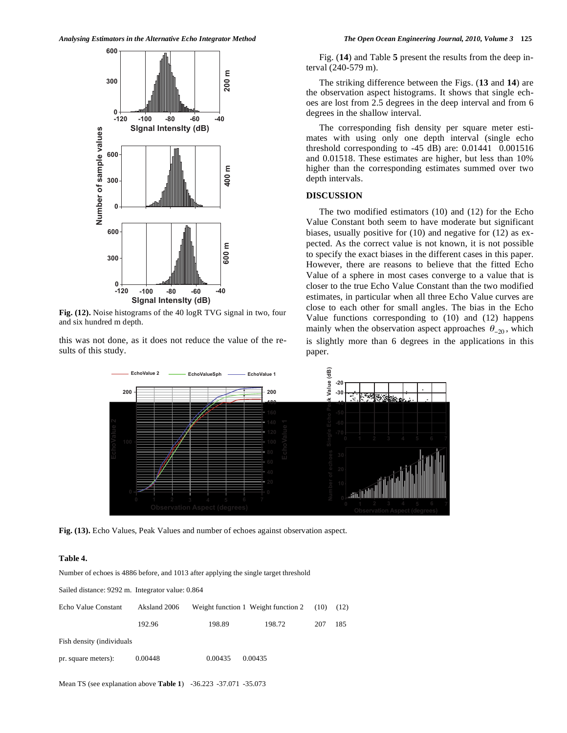Fig. (12). Noise histograms of the 40 logR TVG signal in two, four and six hundred m depth.

this was not done, as it does not reduce the value of the results of this study.

Fig. (**14**) and Table **5** present the results from the deep interval (240-579 m).

The striking difference between the Figs. (**13** and **14**) are the observation aspect histograms. It shows that single echoes are lost from 2.5 degrees in the deep interval and from 6 degrees in the shallow interval.

The corresponding fish density per square meter estimates with using only one depth interval (single echo threshold corresponding to -45 dB) are: 0.01441 0.001516 and 0.01518. These estimates are higher, but less than 10% higher than the corresponding estimates summed over two depth intervals.

## DISCUSSION

The two modified estimators (10) and (12) for the Echo Value Constant both seem to have moderate but significant biases, usually positive for (10) and negative for (12) as expected. As the correct value is not known, it is not possible to specify the exact biases in the different cases in this paper. However, there are reasons to believe that the fitted Echo Value of a sphere in most cases converge to a value that is closer to the true Echo Value Constant than the two modified estimates, in particular when all three Echo Value curves are close to each other for small angles. The bias in the Echo Value functions corresponding to (10) and (12) happens mainly when the observation aspect approaches $\theta_{-20}$, which is slightly more than 6 degrees in the applications in this paper.

Fig. (13). Echo Values, Peak Values and number of echoes against observation aspect.

**Table 4.**

Number of echoes is 4886 before, and 1013 after applying the single target threshold

Sailed distance: 9292 m. Integrator value: 0.864

| Echo Value Constant | Aksland 2006 | Weight function 1 | Weight function 2 | (10) | (12) |
|---|---|---|---|---|---|
| | 192.96 | 198.89 | 198.72 | 207 | 185 |
| Fish density (individuals pr. square meters): | 0.00448 | 0.00435 | 0.00435 | | |
| Mean TS (see explanation above **Table 1**) | -36.223 | -37.071 | -35.073 | | |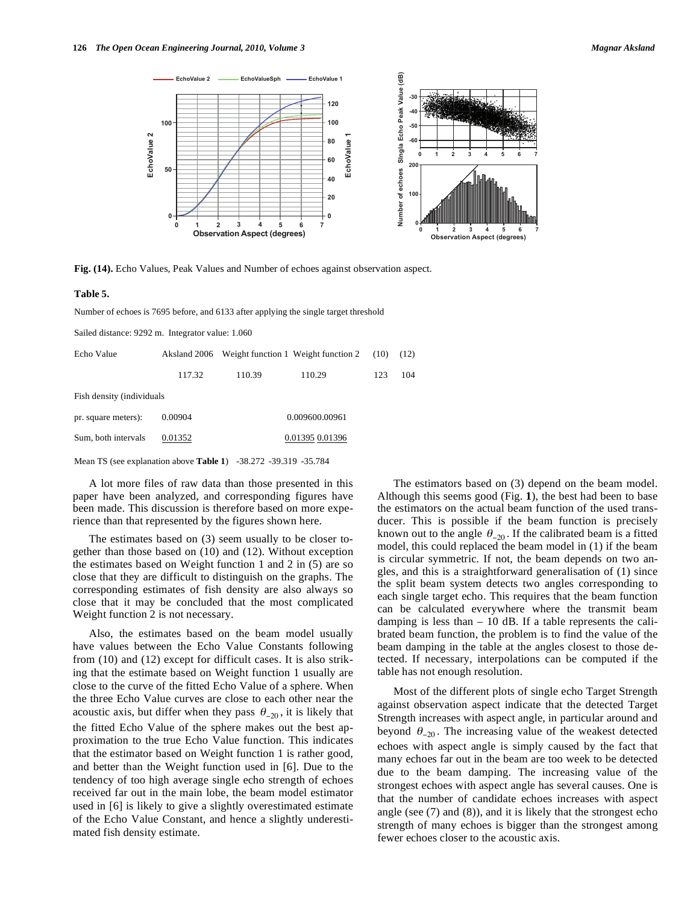**Fig. (14).** Echo Values, Peak Values and Number of echoes against observation aspect.

**Table 5.**

Number of echoes is 7695 before, and 6133 after applying the single target threshold

Sailed distance: 9292 m. Integrator value: 1.060

| Echo Value | Aksland 2006 | Weight function 1 | Weight function 2 | (10) | (12) |
|---|---|---|---|---|---|
| | 117.32 | 110.39 | 110.29 | 123 | 104 |
| Fish density (individuals pr. square meters): | 0.00904 | 0.00960 | 0.00961 | | |
| Sum, both intervals | 0.01352 | 0.01395 | 0.01396 | | |

Mean TS (see explanation above **Table 1**) -38.272 -39.319 -35.784

A lot more files of raw data than those presented in this paper have been analyzed, and corresponding figures have been made. This discussion is therefore based on more experience than that represented by the figures shown here.

The estimates based on (3) seem usually to be closer together than those based on (10) and (12). Without exception the estimates based on Weight function 1 and 2 in (5) are so close that they are difficult to distinguish on the graphs. The corresponding estimates of fish density are also always so close that it may be concluded that the most complicated Weight function 2 is not necessary.

Also, the estimates based on the beam model usually have values between the Echo Value Constants following from (10) and (12) except for difficult cases. It is also striking that the estimate based on Weight function 1 usually are close to the curve of the fitted Echo Value of a sphere. When the three Echo Value curves are close to each other near the acoustic axis, but differ when they pass $\theta_{-20}$, it is likely that the fitted Echo Value of the sphere makes out the best approximation to the true Echo Value function. This indicates that the estimator based on Weight function 1 is rather good, and better than the Weight function used in [6]. Due to the tendency of too high average single echo strength of echoes received far out in the main lobe, the beam model estimator used in [6] is likely to give a slightly overestimated estimate of the Echo Value Constant, and hence a slightly underestimated fish density estimate.

The estimators based on (3) depend on the beam model. Although this seems good (Fig. **1**), the best had been to base the estimators on the actual beam function of the used transducer. This is possible if the beam function is precisely known out to the angle $\theta_{-20}$. If the calibrated beam is a fitted model, this could replaced the beam model in (1) if the beam is circular symmetric. If not, the beam depends on two angles, and this is a straightforward generalisation of (1) since the split beam system detects two angles corresponding to each single target echo. This requires that the beam function can be calculated everywhere where the transmit beam damping is less than – 10 dB. If a table represents the calibrated beam function, the problem is to find the value of the beam damping in the table at the angles closest to those detected. If necessary, interpolations can be computed if the table has not enough resolution.

Most of the different plots of single echo Target Strength against observation aspect indicate that the detected Target Strength increases with aspect angle, in particular around and beyond $\theta_{-20}$. The increasing value of the weakest detected echoes with aspect angle is simply caused by the fact that many echoes far out in the beam are too week to be detected due to the beam damping. The increasing value of the strongest echoes with aspect angle has several causes. One is that the number of candidate echoes increases with aspect angle (see (7) and (8)), and it is likely that the strongest echo strength of many echoes is bigger than the strongest among fewer echoes closer to the acoustic axis.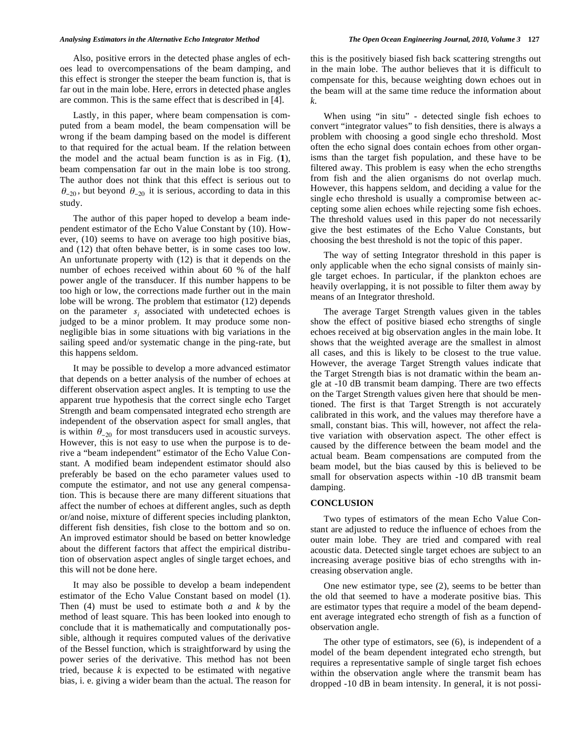Also, positive errors in the detected phase angles of echoes lead to overcompensations of the beam damping, and this effect is stronger the steeper the beam function is, that is far out in the main lobe. Here, errors in detected phase angles are common. This is the same effect that is described in [4].

Lastly, in this paper, where beam compensation is computed from a beam model, the beam compensation will be wrong if the beam damping based on the model is different to that required for the actual beam. If the relation between the model and the actual beam function is as in Fig. (**1**), beam compensation far out in the main lobe is too strong. The author does not think that this effect is serious out to $\theta_{-20}$, but beyond $\theta_{-20}$ it is serious, according to data in this study.

The author of this paper hoped to develop a beam independent estimator of the Echo Value Constant by (10). However, (10) seems to have on average too high positive bias, and (12) that often behave better, is in some cases too low. An unfortunate property with (12) is that it depends on the number of echoes received within about 60 % of the half power angle of the transducer. If this number happens to be too high or low, the corrections made further out in the main lobe will be wrong. The problem that estimator (12) depends on the parameter $s_i$ associated with undetected echoes is judged to be a minor problem. It may produce some non-negligible bias in some situations with big variations in the sailing speed and/or systematic change in the ping-rate, but this happens seldom.

It may be possible to develop a more advanced estimator that depends on a better analysis of the number of echoes at different observation aspect angles. It is tempting to use the apparent true hypothesis that the correct single echo Target Strength and beam compensated integrated echo strength are independent of the observation aspect for small angles, that is within $\theta_{-20}$ for most transducers used in acoustic surveys. However, this is not easy to use when the purpose is to derive a "beam independent" estimator of the Echo Value Constant. A modified beam independent estimator should also preferably be based on the echo parameter values used to compute the estimator, and not use any general compensation. This is because there are many different situations that affect the number of echoes at different angles, such as depth or/and noise, mixture of different species including plankton, different fish densities, fish close to the bottom and so on. An improved estimator should be based on better knowledge about the different factors that affect the empirical distribution of observation aspect angles of single target echoes, and this will not be done here.

It may also be possible to develop a beam independent estimator of the Echo Value Constant based on model (1). Then (4) must be used to estimate both $a$ and $k$ by the method of least square. This has been looked into enough to conclude that it is mathematically and computationally possible, although it requires computed values of the derivative of the Bessel function, which is straightforward by using the power series of the derivative. This method has not been tried, because $k$ is expected to be estimated with negative bias, i. e. giving a wider beam than the actual. The reason for this is the positively biased fish back scattering strengths out in the main lobe. The author believes that it is difficult to compensate for this, because weighting down echoes out in the beam will at the same time reduce the information about $k$.

When using "in situ" - detected single fish echoes to convert "integrator values" to fish densities, there is always a problem with choosing a good single echo threshold. Most often the echo signal does contain echoes from other organisms than the target fish population, and these have to be filtered away. This problem is easy when the echo strengths from fish and the alien organisms do not overlap much. However, this happens seldom, and deciding a value for the single echo threshold is usually a compromise between accepting some alien echoes while rejecting some fish echoes. The threshold values used in this paper do not necessarily give the best estimates of the Echo Value Constants, but choosing the best threshold is not the topic of this paper.

The way of setting Integrator threshold in this paper is only applicable when the echo signal consists of mainly single target echoes. In particular, if the plankton echoes are heavily overlapping, it is not possible to filter them away by means of an Integrator threshold.

The average Target Strength values given in the tables show the effect of positive biased echo strengths of single echoes received at big observation angles in the main lobe. It shows that the weighted average are the smallest in almost all cases, and this is likely to be closest to the true value. However, the average Target Strength values indicate that the Target Strength bias is not dramatic within the beam angle at -10 dB transmit beam damping. There are two effects on the Target Strength values given here that should be mentioned. The first is that Target Strength is not accurately calibrated in this work, and the values may therefore have a small, constant bias. This will, however, not affect the relative variation with observation aspect. The other effect is caused by the difference between the beam model and the actual beam. Beam compensations are computed from the beam model, but the bias caused by this is believed to be small for observation aspects within -10 dB transmit beam damping.

## CONCLUSION

Two types of estimators of the mean Echo Value Constant are adjusted to reduce the influence of echoes from the outer main lobe. They are tried and compared with real acoustic data. Detected single target echoes are subject to an increasing average positive bias of echo strengths with increasing observation angle.

One new estimator type, see (2), seems to be better than the old that seemed to have a moderate positive bias. This are estimator types that require a model of the beam dependent average integrated echo strength of fish as a function of observation angle.

The other type of estimators, see (6), is independent of a model of the beam dependent integrated echo strength, but requires a representative sample of single target fish echoes within the observation angle where the transmit beam has dropped -10 dB in beam intensity. In general, it is not possi-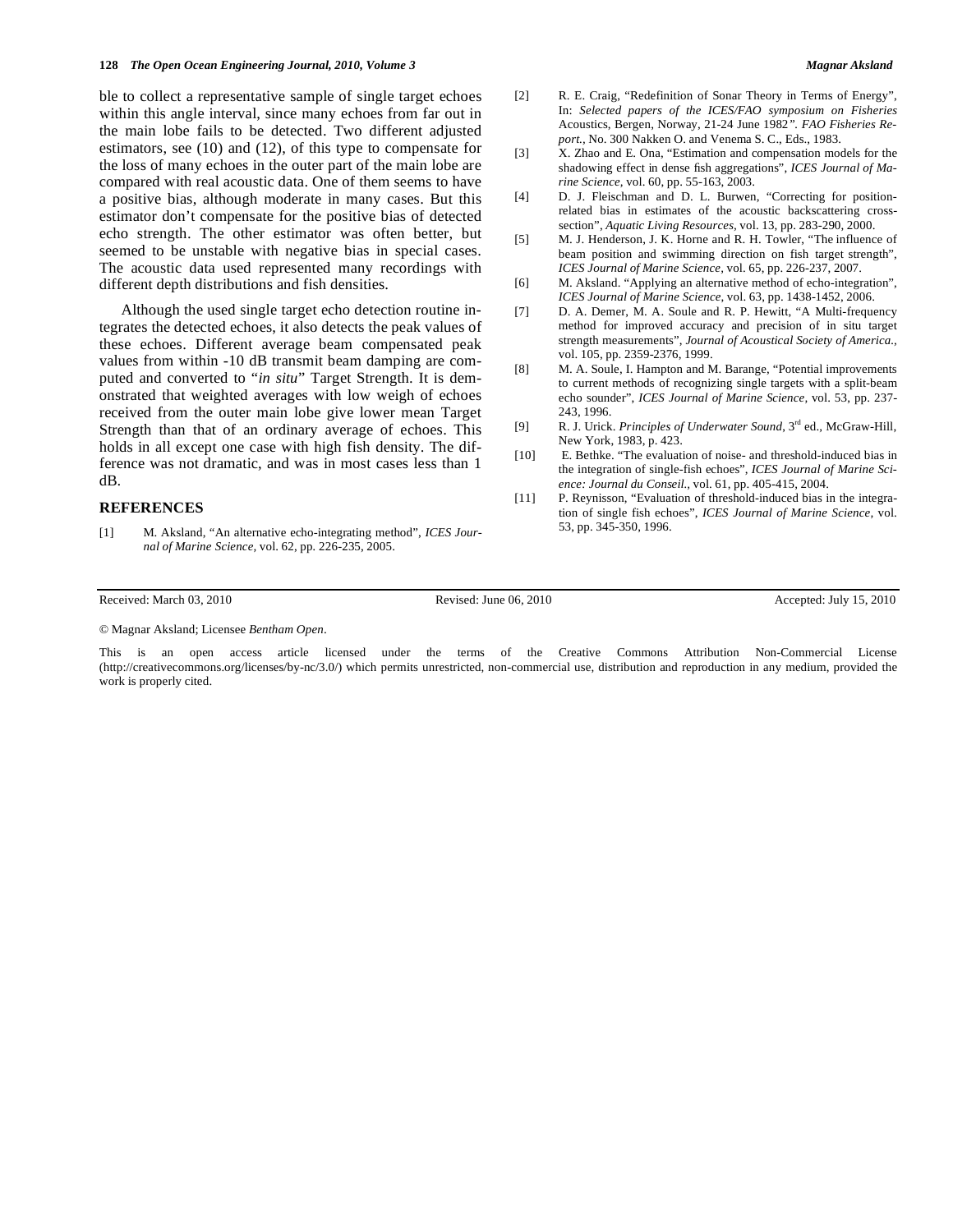ble to collect a representative sample of single target echoes within this angle interval, since many echoes from far out in the main lobe fails to be detected. Two different adjusted estimators, see (10) and (12), of this type to compensate for the loss of many echoes in the outer part of the main lobe are compared with real acoustic data. One of them seems to have a positive bias, although moderate in many cases. But this estimator don't compensate for the positive bias of detected echo strength. The other estimator was often better, but seemed to be unstable with negative bias in special cases. The acoustic data used represented many recordings with different depth distributions and fish densities.

Although the used single target echo detection routine integrates the detected echoes, it also detects the peak values of these echoes. Different average beam compensated peak values from within -10 dB transmit beam damping are computed and converted to "*in situ*" Target Strength. It is demonstrated that weighted averages with low weigh of echoes received from the outer main lobe give lower mean Target Strength than that of an ordinary average of echoes. This holds in all except one case with high fish density. The difference was not dramatic, and was in most cases less than 1 dB.

## REFERENCES

[1] M. Aksland, "An alternative echo-integrating method", *ICES Journal of Marine Science*, vol. 62, pp. 226-235, 2005.

[2] R. E. Craig, "Redefinition of Sonar Theory in Terms of Energy", In: *Selected papers of the ICES/FAO symposium on Fisheries* Acoustics, Bergen, Norway, 21-24 June 1982*". FAO Fisheries Report.*, No. 300 Nakken O. and Venema S. C., Eds., 1983.

[3] X. Zhao and E. Ona, "Estimation and compensation models for the shadowing effect in dense fish aggregations", *ICES Journal of Marine Science*, vol. 60, pp. 55-163, 2003.

[4] D. J. Fleischman and D. L. Burwen, "Correcting for position-related bias in estimates of the acoustic backscattering cross-section", *Aquatic Living Resources*, vol. 13, pp. 283-290, 2000.

[5] M. J. Henderson, J. K. Horne and R. H. Towler, "The influence of beam position and swimming direction on fish target strength", *ICES Journal of Marine Science*, vol. 65, pp. 226-237, 2007.

[6] M. Aksland. "Applying an alternative method of echo-integration", *ICES Journal of Marine Science*, vol. 63, pp. 1438-1452, 2006.

[7] D. A. Demer, M. A. Soule and R. P. Hewitt, "A Multi-frequency method for improved accuracy and precision of in situ target strength measurements", *Journal of Acoustical Society of America.*, vol. 105, pp. 2359-2376, 1999.

[8] M. A. Soule, I. Hampton and M. Barange, "Potential improvements to current methods of recognizing single targets with a split-beam echo sounder", *ICES Journal of Marine Science*, vol. 53, pp. 237-243, 1996.

[9] R. J. Urick. *Principles of Underwater Sound*, 3rd ed., McGraw-Hill, New York, 1983, p. 423.

[10] E. Bethke. "The evaluation of noise- and threshold-induced bias in the integration of single-fish echoes", *ICES Journal of Marine Science: Journal du Conseil.*, vol. 61, pp. 405-415, 2004.

[11] P. Reynisson, "Evaluation of threshold-induced bias in the integration of single fish echoes", *ICES Journal of Marine Science*, vol. 53, pp. 345-350, 1996.

Received: March 03, 2010 Revised: June 06, 2010 Accepted: July 15, 2010

© Magnar Aksland; Licensee *Bentham Open*.

This is an open access article licensed under the terms of the Creative Commons Attribution Non-Commercial License (http://creativecommons.org/licenses/by-nc/3.0/) which permits unrestricted, non-commercial use, distribution and reproduction in any medium, provided the work is properly cited.